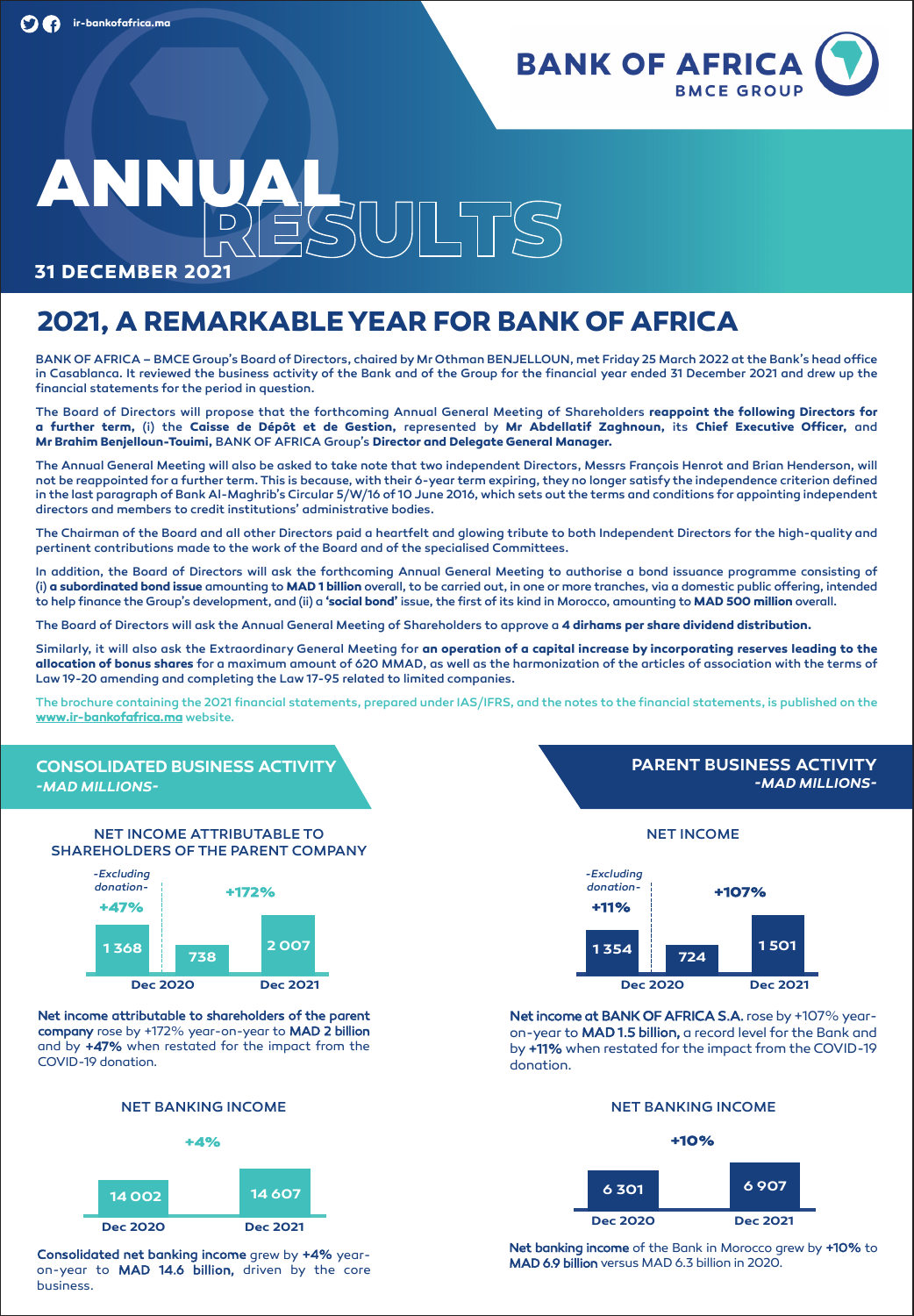ir-bankofafrica.ma

**BANK OF AFRICA**
BMCE GROUP

# ANNUAL RESULTS

**31 DECEMBER 2021**

## 2021, A REMARKABLE YEAR FOR BANK OF AFRICA

BANK OF AFRICA – BMCE Group's Board of Directors, chaired by Mr Othman BENJELLOUN, met Friday 25 March 2022 at the Bank's head office in Casablanca. It reviewed the business activity of the Bank and of the Group for the financial year ended 31 December 2021 and drew up the financial statements for the period in question.

The Board of Directors will propose that the forthcoming Annual General Meeting of Shareholders **reappoint the following Directors for a further term,** (i) the **Caisse de Dépôt et de Gestion,** represented by **Mr Abdellatif Zaghnoun,** its **Chief Executive Officer,** and **Mr Brahim Benjelloun-Touimi,** BANK OF AFRICA Group's **Director and Delegate General Manager.**

The Annual General Meeting will also be asked to take note that two independent Directors, Messrs François Henrot and Brian Henderson, will not be reappointed for a further term. This is because, with their 6-year term expiring, they no longer satisfy the independence criterion defined in the last paragraph of Bank Al-Maghrib's Circular 5/W/16 of 10 June 2016, which sets out the terms and conditions for appointing independent directors and members to credit institutions' administrative bodies.

The Chairman of the Board and all other Directors paid a heartfelt and glowing tribute to both Independent Directors for the high-quality and pertinent contributions made to the work of the Board and of the specialised Committees.

In addition, the Board of Directors will ask the forthcoming Annual General Meeting to authorise a bond issuance programme consisting of (i) **a subordinated bond issue** amounting to **MAD 1 billion** overall, to be carried out, in one or more tranches, via a domestic public offering, intended to help finance the Group's development, and (ii) a **'social bond'** issue, the first of its kind in Morocco, amounting to **MAD 500 million** overall.

The Board of Directors will ask the Annual General Meeting of Shareholders to approve a **4 dirhams per share dividend distribution.**

Similarly, it will also ask the Extraordinary General Meeting for **an operation of a capital increase by incorporating reserves leading to the allocation of bonus shares** for a maximum amount of 620 MMAD, as well as the harmonization of the articles of association with the terms of Law 19-20 amending and completing the Law 17-95 related to limited companies.

The brochure containing the 2021 financial statements, prepared under IAS/IFRS, and the notes to the financial statements, is published on the **www.ir-bankofafrica.ma** website.

### CONSOLIDATED BUSINESS ACTIVITY
*-MAD MILLIONS-*

#### NET INCOME ATTRIBUTABLE TO SHAREHOLDERS OF THE PARENT COMPANY

| | Dec 2020 -Excluding donation- | Dec 2020 | Dec 2021 |
|---|---|---|---|
| Net income attributable to shareholders of the parent company | 1 368 | 738 | 2 007 |
| Change vs Dec 2021 | +47% | +172% | |

**Net income attributable to shareholders of the parent company** rose by +172% year-on-year to **MAD 2 billion** and by **+47%** when restated for the impact from the COVID-19 donation.

#### NET BANKING INCOME

| Dec 2020 | Dec 2021 |
|---|---|
| 14 002 | 14 607 |

+4%

**Consolidated net banking income** grew by **+4%** year-on-year to **MAD 14.6 billion,** driven by the core business.

### PARENT BUSINESS ACTIVITY
*-MAD MILLIONS-*

#### NET INCOME

| | Dec 2020 -Excluding donation- | Dec 2020 | Dec 2021 |
|---|---|---|---|
| Net income | 1 354 | 724 | 1 501 |
| Change vs Dec 2021 | +11% | +107% | |

**Net income at BANK OF AFRICA S.A.** rose by +107% year-on-year to **MAD 1.5 billion,** a record level for the Bank and by **+11%** when restated for the impact from the COVID-19 donation.

#### NET BANKING INCOME

| Dec 2020 | Dec 2021 |
|---|---|
| 6 301 | 6 907 |

+10%

**Net banking income** of the Bank in Morocco grew by **+10%** to **MAD 6.9 billion** versus MAD 6.3 billion in 2020.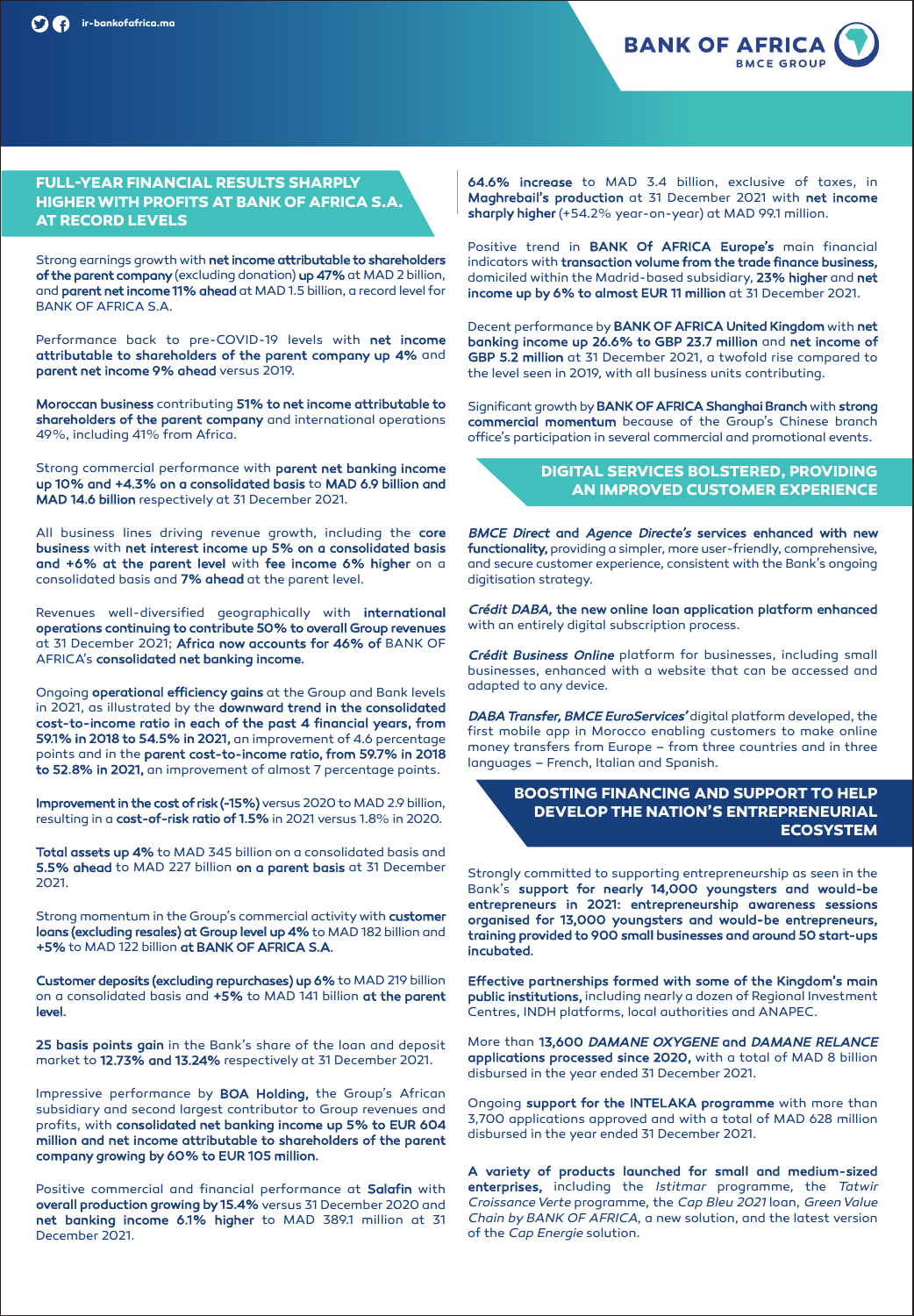## FULL-YEAR FINANCIAL RESULTS SHARPLY HIGHER WITH PROFITS AT BANK OF AFRICA S.A. AT RECORD LEVELS

Strong earnings growth with **net income attributable to shareholders of the parent company** (excluding donation) **up 47%** at MAD 2 billion, and **parent net income 11% ahead** at MAD 1.5 billion, a record level for BANK OF AFRICA S.A.

Performance back to pre-COVID-19 levels with **net income attributable to shareholders of the parent company up 4%** and **parent net income 9% ahead** versus 2019.

**Moroccan business** contributing **51% to net income attributable to shareholders of the parent company** and international operations 49%, including 41% from Africa.

Strong commercial performance with **parent net banking income up 10% and +4.3% on a consolidated basis** to **MAD 6.9 billion and MAD 14.6 billion** respectively at 31 December 2021.

All business lines driving revenue growth, including the **core business** with **net interest income up 5% on a consolidated basis and +6% at the parent level** with **fee income 6% higher** on a consolidated basis and **7% ahead** at the parent level.

Revenues well-diversified geographically with **international operations continuing to contribute 50% to overall Group revenues** at 31 December 2021; **Africa now accounts for 46% of** BANK OF AFRICA's **consolidated net banking income.**

Ongoing **operational efficiency gains** at the Group and Bank levels in 2021, as illustrated by the **downward trend in the consolidated cost-to-income ratio in each of the past 4 financial years, from 59.1% in 2018 to 54.5% in 2021,** an improvement of 4.6 percentage points and in the **parent cost-to-income ratio, from 59.7% in 2018 to 52.8% in 2021,** an improvement of almost 7 percentage points.

**Improvement in the cost of risk (-15%)** versus 2020 to MAD 2.9 billion, resulting in a **cost-of-risk ratio of 1.5%** in 2021 versus 1.8% in 2020.

**Total assets up 4%** to MAD 345 billion on a consolidated basis and **5.5% ahead** to MAD 227 billion **on a parent basis** at 31 December 2021.

Strong momentum in the Group's commercial activity with **customer loans (excluding resales) at Group level up 4%** to MAD 182 billion and **+5%** to MAD 122 billion **at BANK OF AFRICA S.A.**

**Customer deposits (excluding repurchases) up 6%** to MAD 219 billion on a consolidated basis and **+5%** to MAD 141 billion **at the parent level.**

**25 basis points gain** in the Bank's share of the loan and deposit market to **12.73% and 13.24%** respectively at 31 December 2021.

Impressive performance by **BOA Holding,** the Group's African subsidiary and second largest contributor to Group revenues and profits, with **consolidated net banking income up 5% to EUR 604 million and net income attributable to shareholders of the parent company growing by 60% to EUR 105 million.**

Positive commercial and financial performance at **Salafin** with **overall production growing by 15.4%** versus 31 December 2020 and **net banking income 6.1% higher** to MAD 389.1 million at 31 December 2021.

**64.6% increase** to MAD 3.4 billion, exclusive of taxes, in **Maghrebail's production** at 31 December 2021 with **net income sharply higher** (+54.2% year-on-year) at MAD 99.1 million.

Positive trend in **BANK Of AFRICA Europe's** main financial indicators with **transaction volume from the trade finance business,** domiciled within the Madrid-based subsidiary, **23% higher** and **net income up by 6% to almost EUR 11 million** at 31 December 2021.

Decent performance by **BANK OF AFRICA United Kingdom** with **net banking income up 26.6% to GBP 23.7 million** and **net income of GBP 5.2 million** at 31 December 2021, a twofold rise compared to the level seen in 2019, with all business units contributing.

Significant growth by **BANK OF AFRICA Shanghai Branch** with **strong commercial momentum** because of the Group's Chinese branch office's participation in several commercial and promotional events.

## DIGITAL SERVICES BOLSTERED, PROVIDING AN IMPROVED CUSTOMER EXPERIENCE

***BMCE Direct* and *Agence Directe's* services enhanced with new functionality,** providing a simpler, more user-friendly, comprehensive, and secure customer experience, consistent with the Bank's ongoing digitisation strategy.

***Crédit DABA*, the new online loan application platform enhanced** with an entirely digital subscription process.

***Crédit Business Online*** platform for businesses, including small businesses, enhanced with a website that can be accessed and adapted to any device.

***DABA Transfer, BMCE EuroServices'*** digital platform developed, the first mobile app in Morocco enabling customers to make online money transfers from Europe – from three countries and in three languages – French, Italian and Spanish.

## BOOSTING FINANCING AND SUPPORT TO HELP DEVELOP THE NATION'S ENTREPRENEURIAL ECOSYSTEM

Strongly committed to supporting entrepreneurship as seen in the Bank's **support for nearly 14,000 youngsters and would-be entrepreneurs in 2021: entrepreneurship awareness sessions organised for 13,000 youngsters and would-be entrepreneurs, training provided to 900 small businesses and around 50 start-ups incubated.**

**Effective partnerships formed with some of the Kingdom's main public institutions,** including nearly a dozen of Regional Investment Centres, INDH platforms, local authorities and ANAPEC.

More than **13,600 *DAMANE OXYGENE* and *DAMANE RELANCE* applications processed since 2020,** with a total of MAD 8 billion disbursed in the year ended 31 December 2021.

Ongoing **support for the INTELAKA programme** with more than 3,700 applications approved and with a total of MAD 628 million disbursed in the year ended 31 December 2021.

**A variety of products launched for small and medium-sized enterprises,** including the *Istitmar* programme, the *Tatwir Croissance Verte* programme, the *Cap Bleu 2021* loan, *Green Value Chain by BANK OF AFRICA*, a new solution, and the latest version of the *Cap Energie* solution.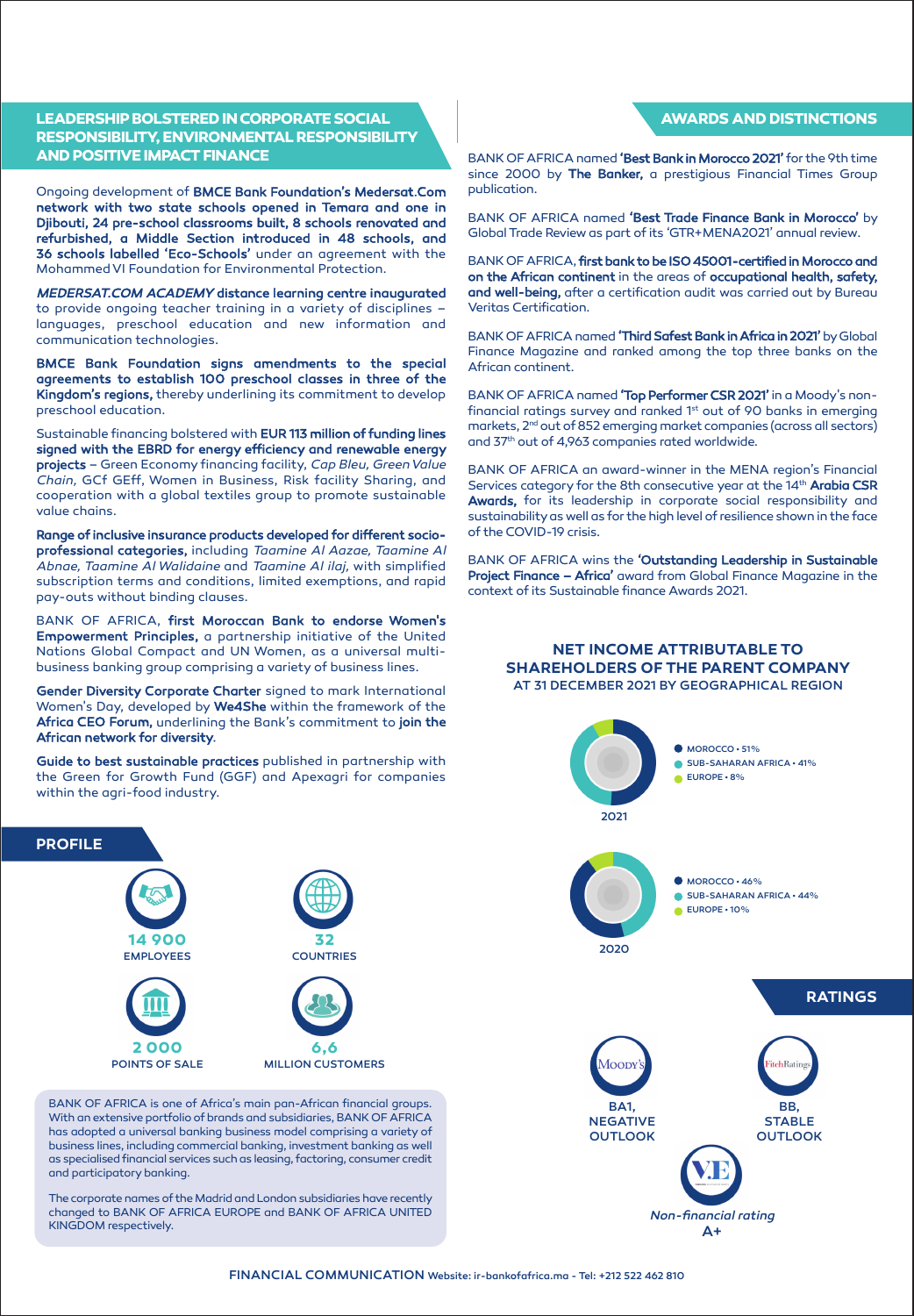## LEADERSHIP BOLSTERED IN CORPORATE SOCIAL RESPONSIBILITY, ENVIRONMENTAL RESPONSIBILITY AND POSITIVE IMPACT FINANCE

Ongoing development of **BMCE Bank Foundation's Medersat.Com network with two state schools opened in Temara and one in Djibouti, 24 pre-school classrooms built, 8 schools renovated and refurbished, a Middle Section introduced in 48 schools, and 36 schools labelled 'Eco-Schools'** under an agreement with the Mohammed VI Foundation for Environmental Protection.

***MEDERSAT.COM ACADEMY* distance learning centre inaugurated** to provide ongoing teacher training in a variety of disciplines – languages, preschool education and new information and communication technologies.

**BMCE Bank Foundation signs amendments to the special agreements to establish 100 preschool classes in three of the Kingdom's regions,** thereby underlining its commitment to develop preschool education.

Sustainable financing bolstered with **EUR 113 million of funding lines signed with the EBRD for energy efficiency and renewable energy projects** – Green Economy financing facility, *Cap Bleu, Green Value Chain,* GCf GEff, Women in Business, Risk facility Sharing, and cooperation with a global textiles group to promote sustainable value chains.

**Range of inclusive insurance products developed for different socio-professional categories,** including *Taamine Al Aazae, Taamine Al Abnae, Taamine Al Walidaine* and *Taamine Al ilaj,* with simplified subscription terms and conditions, limited exemptions, and rapid pay-outs without binding clauses.

BANK OF AFRICA, **first Moroccan Bank to endorse Women's Empowerment Principles,** a partnership initiative of the United Nations Global Compact and UN Women, as a universal multi-business banking group comprising a variety of business lines.

**Gender Diversity Corporate Charter** signed to mark International Women's Day, developed by **We4She** within the framework of the **Africa CEO Forum,** underlining the Bank's commitment to **join the African network for diversity.**

**Guide to best sustainable practices** published in partnership with the Green for Growth Fund (GGF) and Apexagri for companies within the agri-food industry.

## PROFILE

**14 900**
EMPLOYEES

**32**
COUNTRIES

**2 000**
POINTS OF SALE

**6,6**
MILLION CUSTOMERS

BANK OF AFRICA is one of Africa's main pan-African financial groups. With an extensive portfolio of brands and subsidiaries, BANK OF AFRICA has adopted a universal banking business model comprising a variety of business lines, including commercial banking, investment banking as well as specialised financial services such as leasing, factoring, consumer credit and participatory banking.

The corporate names of the Madrid and London subsidiaries have recently changed to BANK OF AFRICA EUROPE and BANK OF AFRICA UNITED KINGDOM respectively.

## AWARDS AND DISTINCTIONS

BANK OF AFRICA named **'Best Bank in Morocco 2021'** for the 9th time since 2000 by **The Banker,** a prestigious Financial Times Group publication.

BANK OF AFRICA named **'Best Trade Finance Bank in Morocco'** by Global Trade Review as part of its 'GTR+MENA2021' annual review.

BANK OF AFRICA, **first bank to be ISO 45001-certified in Morocco and on the African continent** in the areas of **occupational health, safety, and well-being,** after a certification audit was carried out by Bureau Veritas Certification.

BANK OF AFRICA named **'Third Safest Bank in Africa in 2021'** by Global Finance Magazine and ranked among the top three banks on the African continent.

BANK OF AFRICA named **'Top Performer CSR 2021'** in a Moody's non-financial ratings survey and ranked 1st out of 90 banks in emerging markets, 2nd out of 852 emerging market companies (across all sectors) and 37th out of 4,963 companies rated worldwide.

BANK OF AFRICA an award-winner in the MENA region's Financial Services category for the 8th consecutive year at the 14th **Arabia CSR Awards,** for its leadership in corporate social responsibility and sustainability as well as for the high level of resilience shown in the face of the COVID-19 crisis.

BANK OF AFRICA wins the **'Outstanding Leadership in Sustainable Project Finance – Africa'** award from Global Finance Magazine in the context of its Sustainable finance Awards 2021.

## NET INCOME ATTRIBUTABLE TO SHAREHOLDERS OF THE PARENT COMPANY
### AT 31 DECEMBER 2021 BY GEOGRAPHICAL REGION

2021
MOROCCO • 51%
SUB-SAHARAN AFRICA • 41%
EUROPE • 8%

2020
MOROCCO • 46%
SUB-SAHARAN AFRICA • 44%
EUROPE • 10%

## RATINGS

Moody's
BA1, NEGATIVE OUTLOOK

FitchRatings
BB, STABLE OUTLOOK

V.E
*Non-financial rating*
A+

**FINANCIAL COMMUNICATION** Website: ir-bankofafrica.ma - Tel: +212 522 462 810